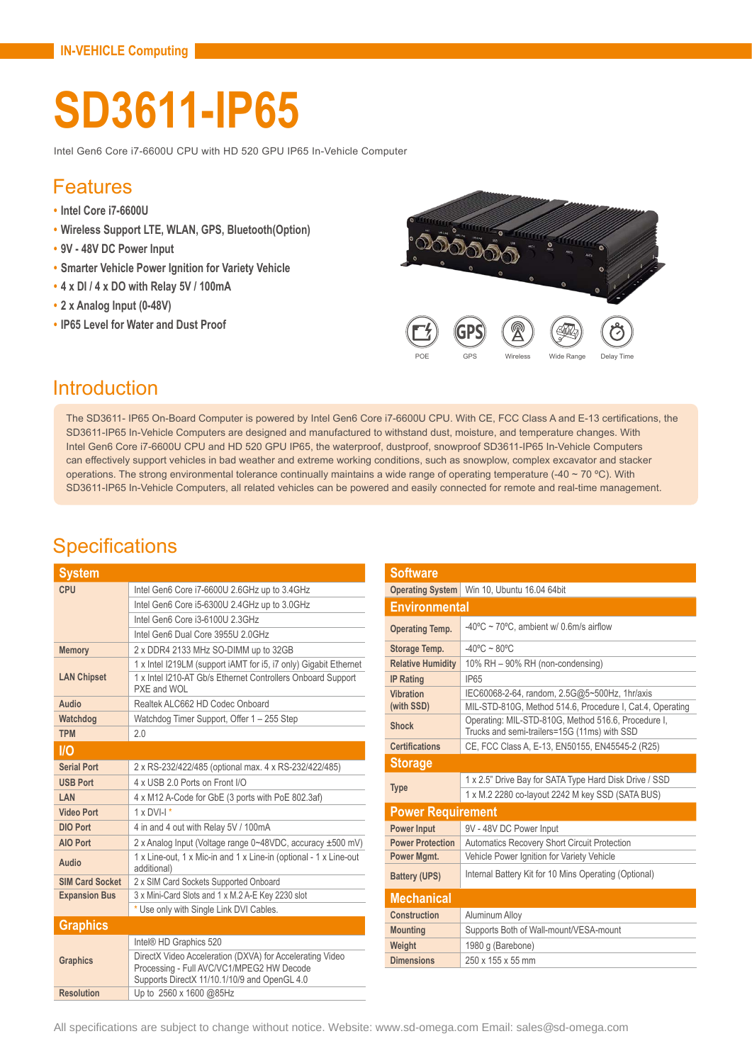IN-VEHICLE Computing

# SD3611-IP65

Intel Gen6 Core i7-6600U CPU with HD 520 GPU IP65 In-Vehicle Computer

## Features

- Intel Core i7-6600U
- Wireless Support LTE, WLAN, GPS, Bluetooth(Option)
- 9V - 48V DC Power Input
- Smarter Vehicle Power Ignition for Variety Vehicle
- 4 x DI / 4 x DO with Relay 5V / 100mA
- 2 x Analog Input (0-48V)
- IP65 Level for Water and Dust Proof

POE GPS Wireless Wide Range Delay Time

## Introduction

The SD3611- IP65 On-Board Computer is powered by Intel Gen6 Core i7-6600U CPU. With CE, FCC Class A and E-13 certifications, the SD3611-IP65 In-Vehicle Computers are designed and manufactured to withstand dust, moisture, and temperature changes. With Intel Gen6 Core i7-6600U CPU and HD 520 GPU IP65, the waterproof, dustproof, snowproof SD3611-IP65 In-Vehicle Computers can effectively support vehicles in bad weather and extreme working conditions, such as snowplow, complex excavator and stacker operations. The strong environmental tolerance continually maintains a wide range of operating temperature (-40 ~ 70 ºC). With SD3611-IP65 In-Vehicle Computers, all related vehicles can be powered and easily connected for remote and real-time management.

## Specifications

| System | |
|---|---|
| CPU | Intel Gen6 Core i7-6600U 2.6GHz up to 3.4GHz |
| | Intel Gen6 Core i5-6300U 2.4GHz up to 3.0GHz |
| | Intel Gen6 Core i3-6100U 2.3GHz |
| | Intel Gen6 Dual Core 3955U 2.0GHz |
| Memory | 2 x DDR4 2133 MHz SO-DIMM up to 32GB |
| LAN Chipset | 1 x Intel I219LM (support iAMT for i5, i7 only) Gigabit Ethernet |
| | 1 x Intel I210-AT Gb/s Ethernet Controllers Onboard Support PXE and WOL |
| Audio | Realtek ALC662 HD Codec Onboard |
| Watchdog | Watchdog Timer Support, Offer 1 – 255 Step |
| TPM | 2.0 |
| **I/O** | |
| Serial Port | 2 x RS-232/422/485 (optional max. 4 x RS-232/422/485) |
| USB Port | 4 x USB 2.0 Ports on Front I/O |
| LAN | 4 x M12 A-Code for GbE (3 ports with PoE 802.3af) |
| Video Port | 1 x DVI-I * |
| DIO Port | 4 in and 4 out with Relay 5V / 100mA |
| AIO Port | 2 x Analog Input (Voltage range 0~48VDC, accuracy ±500 mV) |
| Audio | 1 x Line-out, 1 x Mic-in and 1 x Line-in (optional - 1 x Line-out additional) |
| SIM Card Socket | 2 x SIM Card Sockets Supported Onboard |
| Expansion Bus | 3 x Mini-Card Slots and 1 x M.2 A-E Key 2230 slot |
| | * Use only with Single Link DVI Cables. |
| **Graphics** | |
| Graphics | Intel® HD Graphics 520 |
| | DirectX Video Acceleration (DXVA) for Accelerating Video Processing - Full AVC/VC1/MPEG2 HW Decode Supports DirectX 11/10.1/10/9 and OpenGL 4.0 |
| Resolution | Up to 2560 x 1600 @85Hz |

| Software | |
|---|---|
| Operating System | Win 10, Ubuntu 16.04 64bit |
| **Environmental** | |
| Operating Temp. | -40ºC ~ 70ºC, ambient w/ 0.6m/s airflow |
| Storage Temp. | -40ºC ~ 80ºC |
| Relative Humidity | 10% RH – 90% RH (non-condensing) |
| IP Rating | IP65 |
| Vibration (with SSD) | IEC60068-2-64, random, 2.5G@5~500Hz, 1hr/axis |
| | MIL-STD-810G, Method 514.6, Procedure I, Cat.4, Operating |
| Shock | Operating: MIL-STD-810G, Method 516.6, Procedure I, Trucks and semi-trailers=15G (11ms) with SSD |
| Certifications | CE, FCC Class A, E-13, EN50155, EN45545-2 (R25) |
| **Storage** | |
| Type | 1 x 2.5" Drive Bay for SATA Type Hard Disk Drive / SSD |
| | 1 x M.2 2280 co-layout 2242 M key SSD (SATA BUS) |
| **Power Requirement** | |
| Power Input | 9V - 48V DC Power Input |
| Power Protection | Automatics Recovery Short Circuit Protection |
| Power Mgmt. | Vehicle Power Ignition for Variety Vehicle |
| Battery (UPS) | Internal Battery Kit for 10 Mins Operating (Optional) |
| **Mechanical** | |
| Construction | Aluminum Alloy |
| Mounting | Supports Both of Wall-mount/VESA-mount |
| Weight | 1980 g (Barebone) |
| Dimensions | 250 x 155 x 55 mm |

All specifications are subject to change without notice. Website: www.sd-omega.com Email: sales@sd-omega.com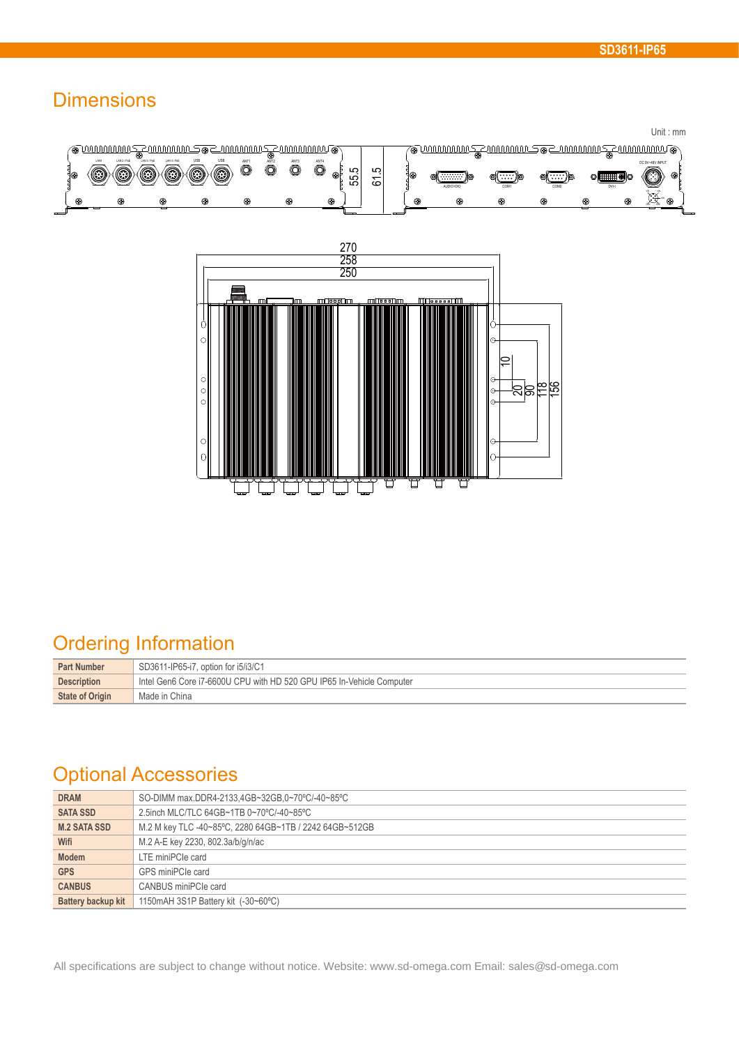## Dimensions

Unit : mm

55.5

61.5

270

258

250

10

20

90

118

156

## Ordering Information

| | |
|---|---|
| **Part Number** | SD3611-IP65-i7, option for i5/i3/C1 |
| **Description** | Intel Gen6 Core i7-6600U CPU with HD 520 GPU IP65 In-Vehicle Computer |
| **State of Origin** | Made in China |

## Optional Accessories

| | |
|---|---|
| **DRAM** | SO-DIMM max.DDR4-2133,4GB~32GB,0~70ºC/-40~85ºC |
| **SATA SSD** | 2.5inch MLC/TLC 64GB~1TB 0~70ºC/-40~85ºC |
| **M.2 SATA SSD** | M.2 M key TLC -40~85ºC, 2280 64GB~1TB / 2242 64GB~512GB |
| **Wifi** | M.2 A-E key 2230, 802.3a/b/g/n/ac |
| **Modem** | LTE miniPCIe card |
| **GPS** | GPS miniPCIe card |
| **CANBUS** | CANBUS miniPCIe card |
| **Battery backup kit** | 1150mAH 3S1P Battery kit (-30~60ºC) |

All specifications are subject to change without notice. Website: www.sd-omega.com Email: sales@sd-omega.com